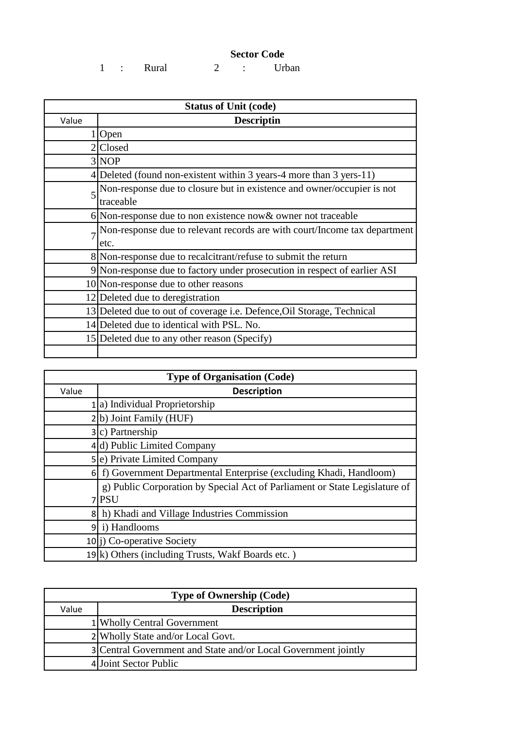**Sector Code**

1 : Rural 2 : Urban

| Status of Unit (code) | |
|---|---|
| Value | **Descriptin** |
| 1 | Open |
| 2 | Closed |
| 3 | NOP |
| 4 | Deleted (found non-existent within 3 years-4 more than 3 yers-11) |
| 5 | Non-response due to closure but in existence and owner/occupier is not traceable |
| 6 | Non-response due to non existence now& owner not traceable |
| 7 | Non-response due to relevant records are with court/Income tax department etc. |
| 8 | Non-response due to recalcitrant/refuse to submit the return |
| 9 | Non-response due to factory under prosecution in respect of earlier ASI |
| 10 | Non-response due to other reasons |
| 12 | Deleted due to deregistration |
| 13 | Deleted due to out of coverage i.e. Defence,Oil Storage, Technical |
| 14 | Deleted due to identical with PSL. No. |
| 15 | Deleted due to any other reason (Specify) |
| | |

| Type of Organisation (Code) | |
|---|---|
| Value | **Description** |
| 1 | a) Individual Proprietorship |
| 2 | b) Joint Family (HUF) |
| 3 | c) Partnership |
| 4 | d) Public Limited Company |
| 5 | e) Private Limited Company |
| 6 | f) Government Departmental Enterprise (excluding Khadi, Handloom) |
| 7 | g) Public Corporation by Special Act of Parliament or State Legislature of PSU |
| 8 | h) Khadi and Village Industries Commission |
| 9 | i) Handlooms |
| 10 | j) Co-operative Society |
| 19 | k) Others (including Trusts, Wakf Boards etc. ) |

| Type of Ownership (Code) | |
|---|---|
| Value | **Description** |
| 1 | Wholly Central Government |
| 2 | Wholly State and/or Local Govt. |
| 3 | Central Government and State and/or Local Government jointly |
| 4 | Joint Sector Public |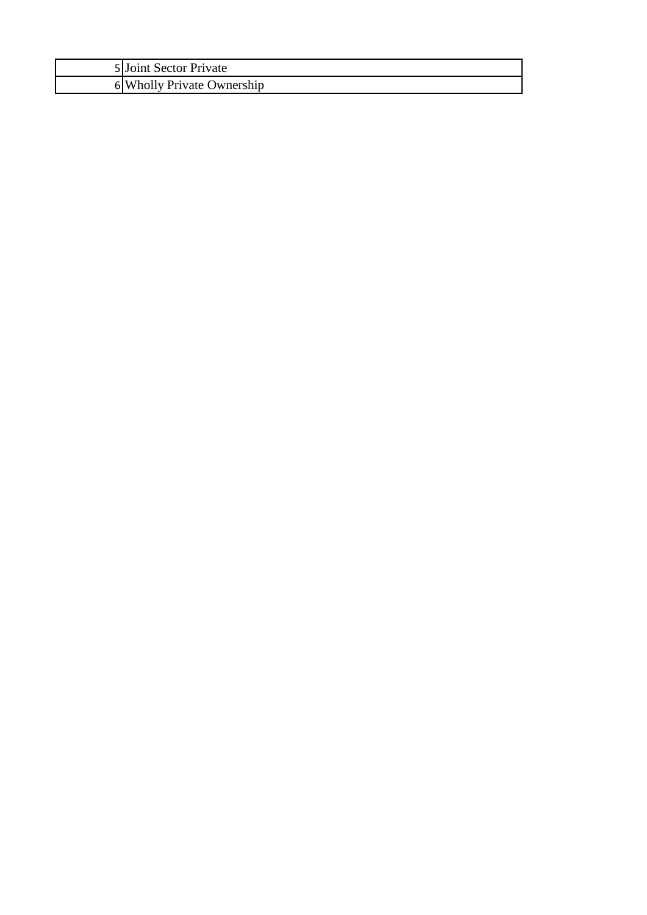| | |
|---|---|
| 5 | Joint Sector Private |
| 6 | Wholly Private Ownership |